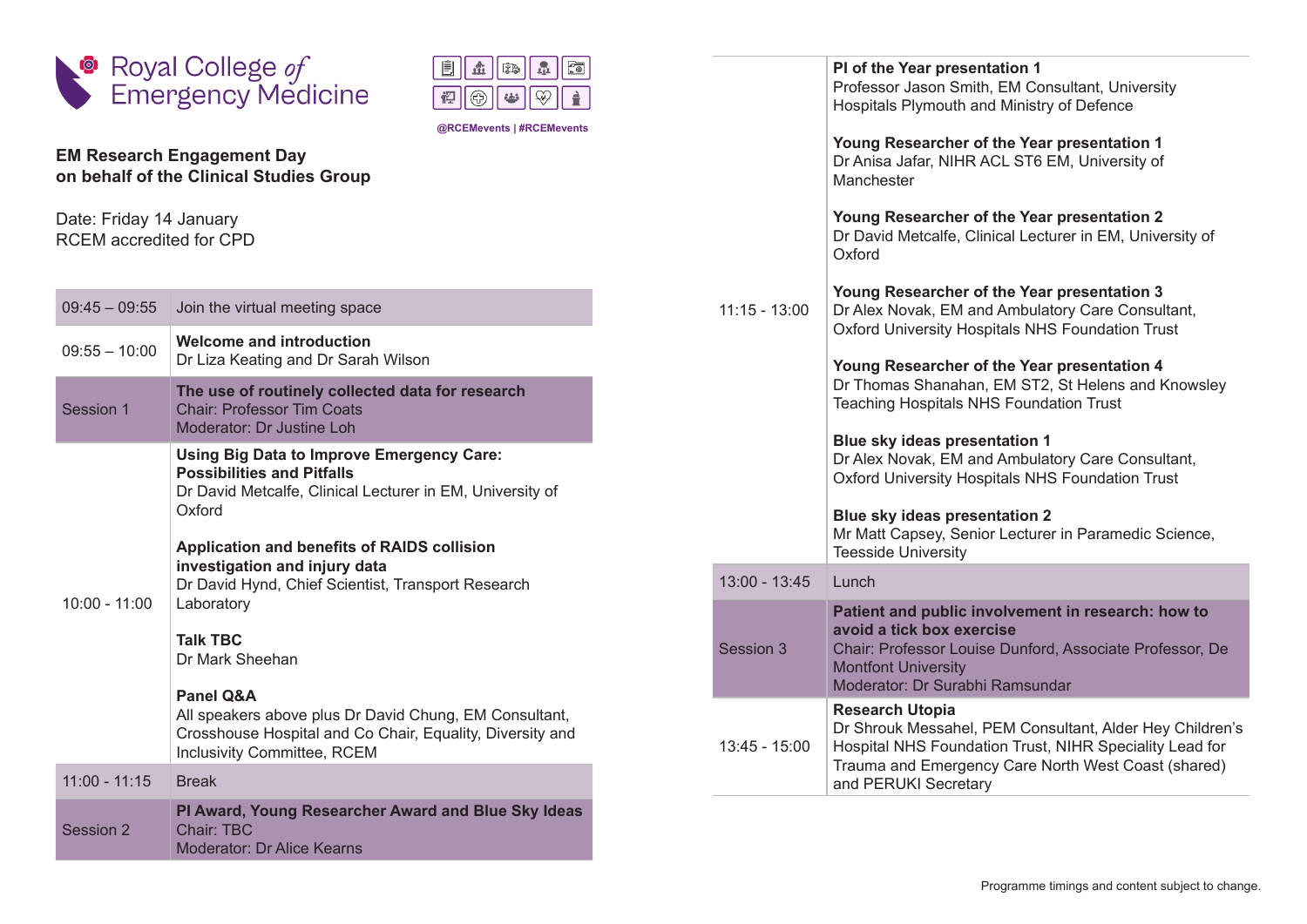Royal College of Emergency Medicine

@RCEMevents | #RCEMevents

**EM Research Engagement Day**
**on behalf of the Clinical Studies Group**

Date: Friday 14 January
RCEM accredited for CPD

| Time | Programme |
|---|---|
| 09:45 – 09:55 | Join the virtual meeting space |
| 09:55 – 10:00 | **Welcome and introduction**<br>Dr Liza Keating and Dr Sarah Wilson |
| Session 1 | **The use of routinely collected data for research**<br>Chair: Professor Tim Coats<br>Moderator: Dr Justine Loh |
| 10:00 - 11:00 | **Using Big Data to Improve Emergency Care: Possibilities and Pitfalls**<br>Dr David Metcalfe, Clinical Lecturer in EM, University of Oxford<br><br>**Application and benefits of RAIDS collision investigation and injury data**<br>Dr David Hynd, Chief Scientist, Transport Research Laboratory<br><br>**Talk TBC**<br>Dr Mark Sheehan<br><br>**Panel Q&A**<br>All speakers above plus Dr David Chung, EM Consultant, Crosshouse Hospital and Co Chair, Equality, Diversity and Inclusivity Committee, RCEM |
| 11:00 - 11:15 | Break |
| Session 2 | **PI Award, Young Researcher Award and Blue Sky Ideas**<br>Chair: TBC<br>Moderator: Dr Alice Kearns |
| 11:15 - 13:00 | **PI of the Year presentation 1**<br>Professor Jason Smith, EM Consultant, University Hospitals Plymouth and Ministry of Defence<br><br>**Young Researcher of the Year presentation 1**<br>Dr Anisa Jafar, NIHR ACL ST6 EM, University of Manchester<br><br>**Young Researcher of the Year presentation 2**<br>Dr David Metcalfe, Clinical Lecturer in EM, University of Oxford<br><br>**Young Researcher of the Year presentation 3**<br>Dr Alex Novak, EM and Ambulatory Care Consultant, Oxford University Hospitals NHS Foundation Trust<br><br>**Young Researcher of the Year presentation 4**<br>Dr Thomas Shanahan, EM ST2, St Helens and Knowsley Teaching Hospitals NHS Foundation Trust<br><br>**Blue sky ideas presentation 1**<br>Dr Alex Novak, EM and Ambulatory Care Consultant, Oxford University Hospitals NHS Foundation Trust<br><br>**Blue sky ideas presentation 2**<br>Mr Matt Capsey, Senior Lecturer in Paramedic Science, Teesside University |
| 13:00 - 13:45 | Lunch |
| Session 3 | **Patient and public involvement in research: how to avoid a tick box exercise**<br>Chair: Professor Louise Dunford, Associate Professor, De Montfont University<br>Moderator: Dr Surabhi Ramsundar |
| 13:45 - 15:00 | **Research Utopia**<br>Dr Shrouk Messahel, PEM Consultant, Alder Hey Children's Hospital NHS Foundation Trust, NIHR Speciality Lead for Trauma and Emergency Care North West Coast (shared) and PERUKI Secretary |

Programme timings and content subject to change.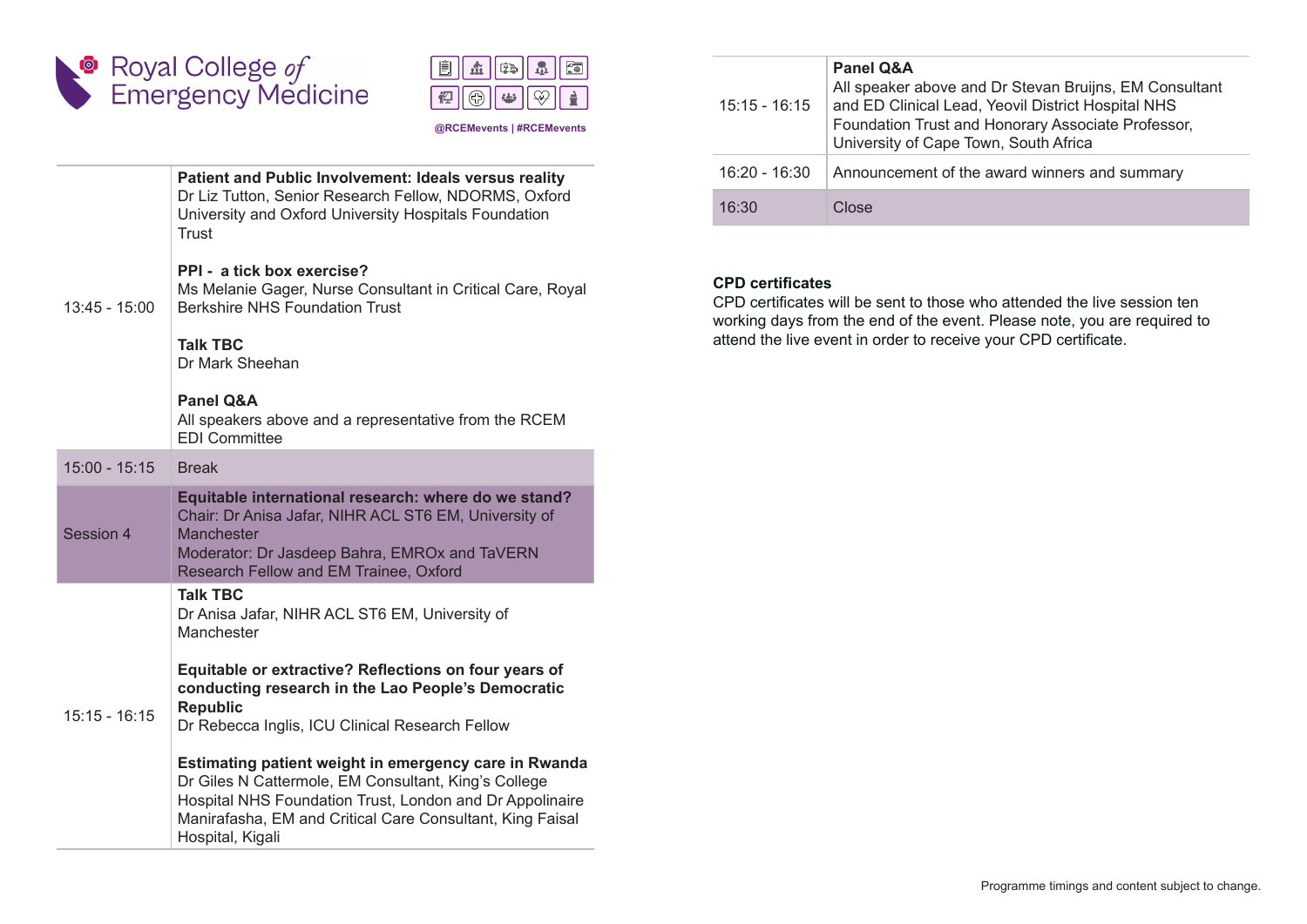Royal College *of* Emergency Medicine

@RCEMevents | #RCEMevents

| | |
|---|---|
| 13:45 - 15:00 | **Patient and Public Involvement: Ideals versus reality**<br>Dr Liz Tutton, Senior Research Fellow, NDORMS, Oxford University and Oxford University Hospitals Foundation Trust<br><br>**PPI - a tick box exercise?**<br>Ms Melanie Gager, Nurse Consultant in Critical Care, Royal Berkshire NHS Foundation Trust<br><br>**Talk TBC**<br>Dr Mark Sheehan<br><br>**Panel Q&A**<br>All speakers above and a representative from the RCEM EDI Committee |
| 15:00 - 15:15 | Break |
| Session 4 | **Equitable international research: where do we stand?**<br>Chair: Dr Anisa Jafar, NIHR ACL ST6 EM, University of Manchester<br>Moderator: Dr Jasdeep Bahra, EMROx and TaVERN Research Fellow and EM Trainee, Oxford |
| 15:15 - 16:15 | **Talk TBC**<br>Dr Anisa Jafar, NIHR ACL ST6 EM, University of Manchester<br><br>**Equitable or extractive? Reflections on four years of conducting research in the Lao People's Democratic Republic**<br>Dr Rebecca Inglis, ICU Clinical Research Fellow<br><br>**Estimating patient weight in emergency care in Rwanda**<br>Dr Giles N Cattermole, EM Consultant, King's College Hospital NHS Foundation Trust, London and Dr Appolinaire Manirafasha, EM and Critical Care Consultant, King Faisal Hospital, Kigali |
| 15:15 - 16:15 | **Panel Q&A**<br>All speaker above and Dr Stevan Bruijns, EM Consultant and ED Clinical Lead, Yeovil District Hospital NHS Foundation Trust and Honorary Associate Professor, University of Cape Town, South Africa |
| 16:20 - 16:30 | Announcement of the award winners and summary |
| 16:30 | Close |

**CPD certificates**

CPD certificates will be sent to those who attended the live session ten working days from the end of the event. Please note, you are required to attend the live event in order to receive your CPD certificate.

Programme timings and content subject to change.